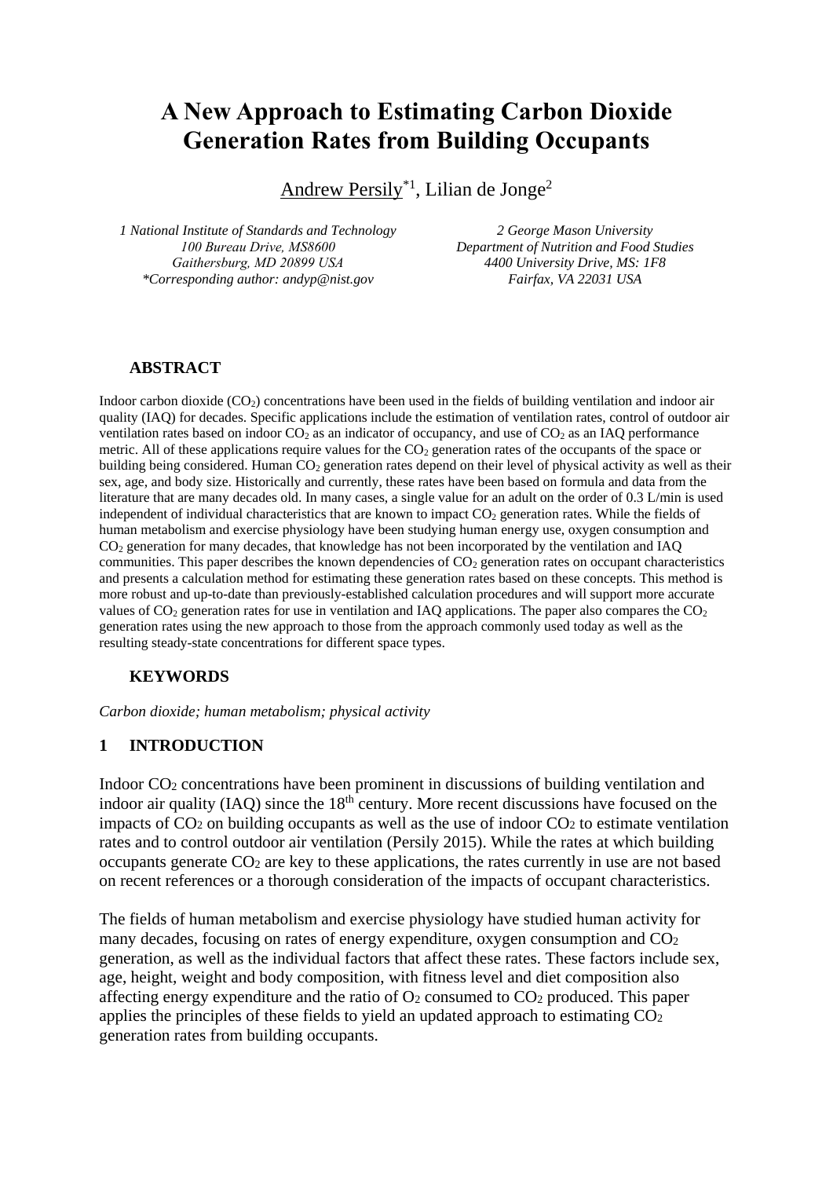# A New Approach to Estimating Carbon Dioxide Generation Rates from Building Occupants

Andrew Persily[*1], Lilian de Jonge[2]

*1 National Institute of Standards and Technology*
*100 Bureau Drive, MS8600*
*Gaithersburg, MD 20899 USA*
*\*Corresponding author: andyp@nist.gov*

*2 George Mason University*
*Department of Nutrition and Food Studies*
*4400 University Drive, MS: 1F8*
*Fairfax, VA 22031 USA*

## ABSTRACT

Indoor carbon dioxide ($CO_2$) concentrations have been used in the fields of building ventilation and indoor air quality (IAQ) for decades. Specific applications include the estimation of ventilation rates, control of outdoor air ventilation rates based on indoor $CO_2$ as an indicator of occupancy, and use of $CO_2$ as an IAQ performance metric. All of these applications require values for the $CO_2$ generation rates of the occupants of the space or building being considered. Human $CO_2$ generation rates depend on their level of physical activity as well as their sex, age, and body size. Historically and currently, these rates have been based on formula and data from the literature that are many decades old. In many cases, a single value for an adult on the order of 0.3 L/min is used independent of individual characteristics that are known to impact $CO_2$ generation rates. While the fields of human metabolism and exercise physiology have been studying human energy use, oxygen consumption and $CO_2$ generation for many decades, that knowledge has not been incorporated by the ventilation and IAQ communities. This paper describes the known dependencies of $CO_2$ generation rates on occupant characteristics and presents a calculation method for estimating these generation rates based on these concepts. This method is more robust and up-to-date than previously-established calculation procedures and will support more accurate values of $CO_2$ generation rates for use in ventilation and IAQ applications. The paper also compares the $CO_2$ generation rates using the new approach to those from the approach commonly used today as well as the resulting steady-state concentrations for different space types.

## KEYWORDS

*Carbon dioxide; human metabolism; physical activity*

## 1 INTRODUCTION

Indoor $CO_2$ concentrations have been prominent in discussions of building ventilation and indoor air quality (IAQ) since the 18th century. More recent discussions have focused on the impacts of $CO_2$ on building occupants as well as the use of indoor $CO_2$ to estimate ventilation rates and to control outdoor air ventilation (Persily 2015). While the rates at which building occupants generate $CO_2$ are key to these applications, the rates currently in use are not based on recent references or a thorough consideration of the impacts of occupant characteristics.

The fields of human metabolism and exercise physiology have studied human activity for many decades, focusing on rates of energy expenditure, oxygen consumption and $CO_2$ generation, as well as the individual factors that affect these rates. These factors include sex, age, height, weight and body composition, with fitness level and diet composition also affecting energy expenditure and the ratio of $O_2$ consumed to $CO_2$ produced. This paper applies the principles of these fields to yield an updated approach to estimating $CO_2$ generation rates from building occupants.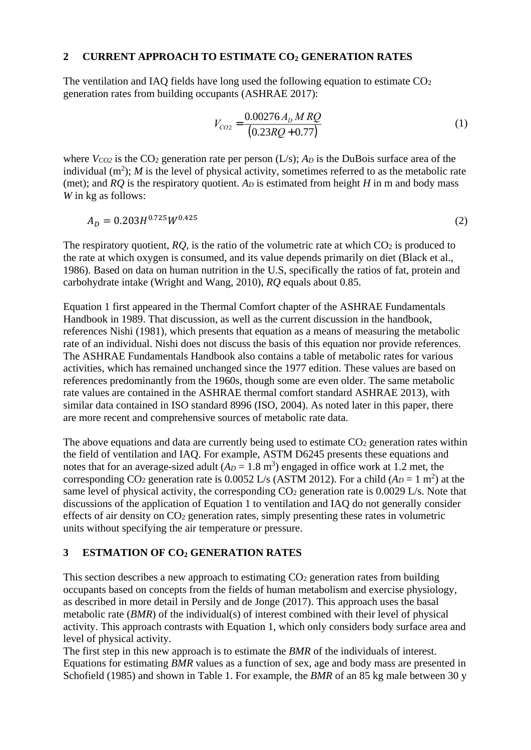## 2 CURRENT APPROACH TO ESTIMATE $CO_2$ GENERATION RATES

The ventilation and IAQ fields have long used the following equation to estimate $CO_2$ generation rates from building occupants (ASHRAE 2017):

$$V_{CO2} = \frac{0.00276\, A_D\, M\, RQ}{(0.23RQ + 0.77)} \tag{1}$$

where $V_{CO2}$ is the $CO_2$ generation rate per person (L/s); $A_D$ is the DuBois surface area of the individual (m$^2$); $M$ is the level of physical activity, sometimes referred to as the metabolic rate (met); and $RQ$ is the respiratory quotient. $A_D$ is estimated from height $H$ in m and body mass $W$ in kg as follows:

$$A_D = 0.203 H^{0.725} W^{0.425} \tag{2}$$

The respiratory quotient, $RQ$, is the ratio of the volumetric rate at which $CO_2$ is produced to the rate at which oxygen is consumed, and its value depends primarily on diet (Black et al., 1986). Based on data on human nutrition in the U.S, specifically the ratios of fat, protein and carbohydrate intake (Wright and Wang, 2010), $RQ$ equals about 0.85.

Equation 1 first appeared in the Thermal Comfort chapter of the ASHRAE Fundamentals Handbook in 1989. That discussion, as well as the current discussion in the handbook, references Nishi (1981), which presents that equation as a means of measuring the metabolic rate of an individual. Nishi does not discuss the basis of this equation nor provide references. The ASHRAE Fundamentals Handbook also contains a table of metabolic rates for various activities, which has remained unchanged since the 1977 edition. These values are based on references predominantly from the 1960s, though some are even older. The same metabolic rate values are contained in the ASHRAE thermal comfort standard ASHRAE 2013), with similar data contained in ISO standard 8996 (ISO, 2004). As noted later in this paper, there are more recent and comprehensive sources of metabolic rate data.

The above equations and data are currently being used to estimate $CO_2$ generation rates within the field of ventilation and IAQ. For example, ASTM D6245 presents these equations and notes that for an average-sized adult ($A_D$ = 1.8 m$^3$) engaged in office work at 1.2 met, the corresponding $CO_2$ generation rate is 0.0052 L/s (ASTM 2012). For a child ($A_D$ = 1 m$^2$) at the same level of physical activity, the corresponding $CO_2$ generation rate is 0.0029 L/s. Note that discussions of the application of Equation 1 to ventilation and IAQ do not generally consider effects of air density on $CO_2$ generation rates, simply presenting these rates in volumetric units without specifying the air temperature or pressure.

## 3 ESTMATION OF $CO_2$ GENERATION RATES

This section describes a new approach to estimating $CO_2$ generation rates from building occupants based on concepts from the fields of human metabolism and exercise physiology, as described in more detail in Persily and de Jonge (2017). This approach uses the basal metabolic rate ($BMR$) of the individual(s) of interest combined with their level of physical activity. This approach contrasts with Equation 1, which only considers body surface area and level of physical activity.

The first step in this new approach is to estimate the $BMR$ of the individuals of interest. Equations for estimating $BMR$ values as a function of sex, age and body mass are presented in Schofield (1985) and shown in Table 1. For example, the $BMR$ of an 85 kg male between 30 y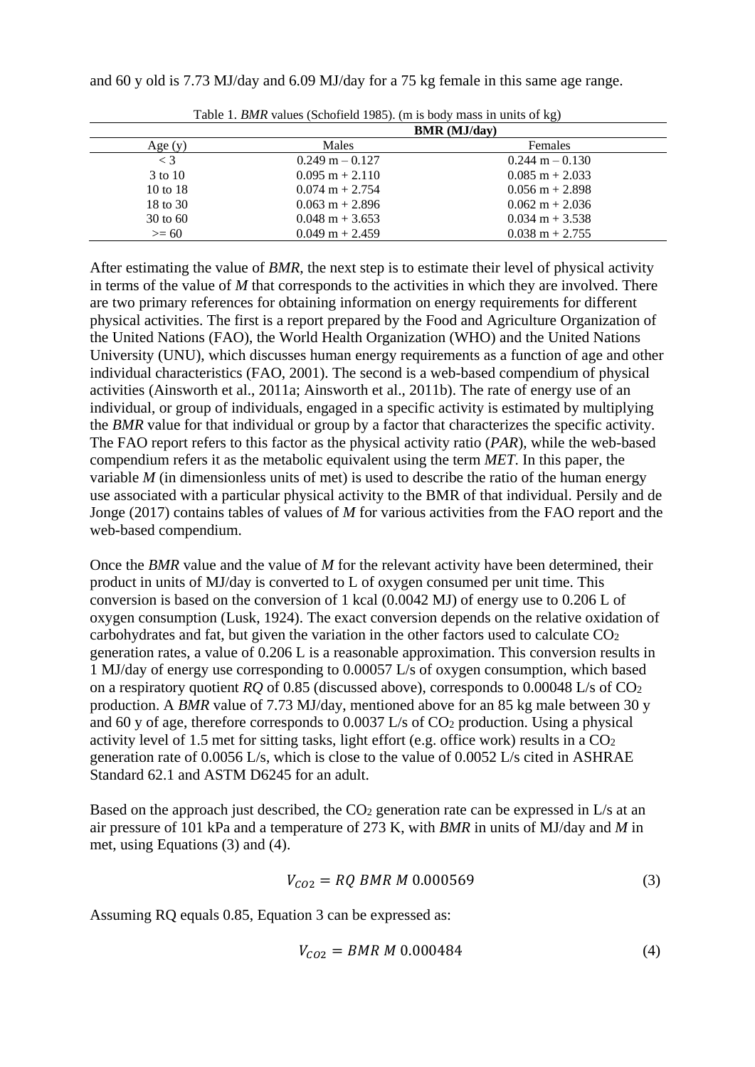and 60 y old is 7.73 MJ/day and 6.09 MJ/day for a 75 kg female in this same age range.

Table 1. *BMR* values (Schofield 1985). (m is body mass in units of kg)

| | **BMR (MJ/day)** | |
|---|---|---|
| Age (y) | Males | Females |
| < 3 | 0.249 m – 0.127 | 0.244 m – 0.130 |
| 3 to 10 | 0.095 m + 2.110 | 0.085 m + 2.033 |
| 10 to 18 | 0.074 m + 2.754 | 0.056 m + 2.898 |
| 18 to 30 | 0.063 m + 2.896 | 0.062 m + 2.036 |
| 30 to 60 | 0.048 m + 3.653 | 0.034 m + 3.538 |
| >= 60 | 0.049 m + 2.459 | 0.038 m + 2.755 |

After estimating the value of *BMR*, the next step is to estimate their level of physical activity in terms of the value of *M* that corresponds to the activities in which they are involved. There are two primary references for obtaining information on energy requirements for different physical activities. The first is a report prepared by the Food and Agriculture Organization of the United Nations (FAO), the World Health Organization (WHO) and the United Nations University (UNU), which discusses human energy requirements as a function of age and other individual characteristics (FAO, 2001). The second is a web-based compendium of physical activities (Ainsworth et al., 2011a; Ainsworth et al., 2011b). The rate of energy use of an individual, or group of individuals, engaged in a specific activity is estimated by multiplying the *BMR* value for that individual or group by a factor that characterizes the specific activity. The FAO report refers to this factor as the physical activity ratio (*PAR*), while the web-based compendium refers it as the metabolic equivalent using the term *MET*. In this paper, the variable *M* (in dimensionless units of met) is used to describe the ratio of the human energy use associated with a particular physical activity to the BMR of that individual. Persily and de Jonge (2017) contains tables of values of *M* for various activities from the FAO report and the web-based compendium.

Once the *BMR* value and the value of *M* for the relevant activity have been determined, their product in units of MJ/day is converted to L of oxygen consumed per unit time. This conversion is based on the conversion of 1 kcal (0.0042 MJ) of energy use to 0.206 L of oxygen consumption (Lusk, 1924). The exact conversion depends on the relative oxidation of carbohydrates and fat, but given the variation in the other factors used to calculate $CO_2$ generation rates, a value of 0.206 L is a reasonable approximation. This conversion results in 1 MJ/day of energy use corresponding to 0.00057 L/s of oxygen consumption, which based on a respiratory quotient *RQ* of 0.85 (discussed above), corresponds to 0.00048 L/s of $CO_2$ production. A *BMR* value of 7.73 MJ/day, mentioned above for an 85 kg male between 30 y and 60 y of age, therefore corresponds to 0.0037 L/s of $CO_2$ production. Using a physical activity level of 1.5 met for sitting tasks, light effort (e.g. office work) results in a $CO_2$ generation rate of 0.0056 L/s, which is close to the value of 0.0052 L/s cited in ASHRAE Standard 62.1 and ASTM D6245 for an adult.

Based on the approach just described, the $CO_2$ generation rate can be expressed in L/s at an air pressure of 101 kPa and a temperature of 273 K, with *BMR* in units of MJ/day and *M* in met, using Equations (3) and (4).

$$V_{CO2} = RQ\ BMR\ M\ 0.000569 \quad (3)$$

Assuming RQ equals 0.85, Equation 3 can be expressed as:

$$V_{CO2} = BMR\ M\ 0.000484 \quad (4)$$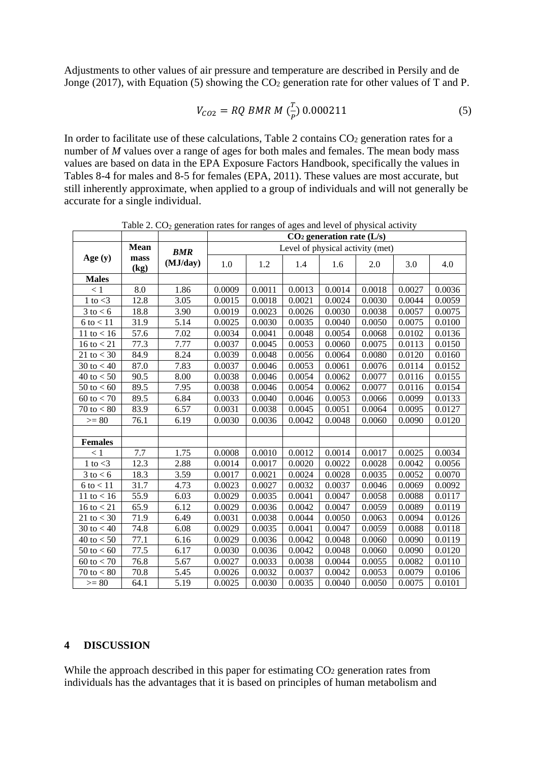Adjustments to other values of air pressure and temperature are described in Persily and de Jonge (2017), with Equation (5) showing the $CO_2$ generation rate for other values of T and P.

$$V_{CO2} = RQ\ BMR\ M\ (\frac{T}{P})\ 0.000211 \tag{5}$$

In order to facilitate use of these calculations, Table 2 contains $CO_2$ generation rates for a number of *M* values over a range of ages for both males and females. The mean body mass values are based on data in the EPA Exposure Factors Handbook, specifically the values in Tables 8-4 for males and 8-5 for females (EPA, 2011). These values are most accurate, but still inherently approximate, when applied to a group of individuals and will not generally be accurate for a single individual.

Table 2. $CO_2$ generation rates for ranges of ages and level of physical activity

| | | | **$CO_2$ generation rate (L/s)** | | | | | | |
|---|---|---|---|---|---|---|---|---|---|
| | | | Level of physical activity (met) | | | | | | |
| **Age (y)** | **Mean mass (kg)** | ***BMR* (MJ/day)** | 1.0 | 1.2 | 1.4 | 1.6 | 2.0 | 3.0 | 4.0 |
| **Males** | | | | | | | | | |
| < 1 | 8.0 | 1.86 | 0.0009 | 0.0011 | 0.0013 | 0.0014 | 0.0018 | 0.0027 | 0.0036 |
| 1 to <3 | 12.8 | 3.05 | 0.0015 | 0.0018 | 0.0021 | 0.0024 | 0.0030 | 0.0044 | 0.0059 |
| 3 to < 6 | 18.8 | 3.90 | 0.0019 | 0.0023 | 0.0026 | 0.0030 | 0.0038 | 0.0057 | 0.0075 |
| 6 to < 11 | 31.9 | 5.14 | 0.0025 | 0.0030 | 0.0035 | 0.0040 | 0.0050 | 0.0075 | 0.0100 |
| 11 to < 16 | 57.6 | 7.02 | 0.0034 | 0.0041 | 0.0048 | 0.0054 | 0.0068 | 0.0102 | 0.0136 |
| 16 to < 21 | 77.3 | 7.77 | 0.0037 | 0.0045 | 0.0053 | 0.0060 | 0.0075 | 0.0113 | 0.0150 |
| 21 to < 30 | 84.9 | 8.24 | 0.0039 | 0.0048 | 0.0056 | 0.0064 | 0.0080 | 0.0120 | 0.0160 |
| 30 to < 40 | 87.0 | 7.83 | 0.0037 | 0.0046 | 0.0053 | 0.0061 | 0.0076 | 0.0114 | 0.0152 |
| 40 to < 50 | 90.5 | 8.00 | 0.0038 | 0.0046 | 0.0054 | 0.0062 | 0.0077 | 0.0116 | 0.0155 |
| 50 to < 60 | 89.5 | 7.95 | 0.0038 | 0.0046 | 0.0054 | 0.0062 | 0.0077 | 0.0116 | 0.0154 |
| 60 to < 70 | 89.5 | 6.84 | 0.0033 | 0.0040 | 0.0046 | 0.0053 | 0.0066 | 0.0099 | 0.0133 |
| 70 to < 80 | 83.9 | 6.57 | 0.0031 | 0.0038 | 0.0045 | 0.0051 | 0.0064 | 0.0095 | 0.0127 |
| >= 80 | 76.1 | 6.19 | 0.0030 | 0.0036 | 0.0042 | 0.0048 | 0.0060 | 0.0090 | 0.0120 |
| | | | | | | | | | |
| **Females** | | | | | | | | | |
| < 1 | 7.7 | 1.75 | 0.0008 | 0.0010 | 0.0012 | 0.0014 | 0.0017 | 0.0025 | 0.0034 |
| 1 to <3 | 12.3 | 2.88 | 0.0014 | 0.0017 | 0.0020 | 0.0022 | 0.0028 | 0.0042 | 0.0056 |
| 3 to < 6 | 18.3 | 3.59 | 0.0017 | 0.0021 | 0.0024 | 0.0028 | 0.0035 | 0.0052 | 0.0070 |
| 6 to < 11 | 31.7 | 4.73 | 0.0023 | 0.0027 | 0.0032 | 0.0037 | 0.0046 | 0.0069 | 0.0092 |
| 11 to < 16 | 55.9 | 6.03 | 0.0029 | 0.0035 | 0.0041 | 0.0047 | 0.0058 | 0.0088 | 0.0117 |
| 16 to < 21 | 65.9 | 6.12 | 0.0029 | 0.0036 | 0.0042 | 0.0047 | 0.0059 | 0.0089 | 0.0119 |
| 21 to < 30 | 71.9 | 6.49 | 0.0031 | 0.0038 | 0.0044 | 0.0050 | 0.0063 | 0.0094 | 0.0126 |
| 30 to < 40 | 74.8 | 6.08 | 0.0029 | 0.0035 | 0.0041 | 0.0047 | 0.0059 | 0.0088 | 0.0118 |
| 40 to < 50 | 77.1 | 6.16 | 0.0029 | 0.0036 | 0.0042 | 0.0048 | 0.0060 | 0.0090 | 0.0119 |
| 50 to < 60 | 77.5 | 6.17 | 0.0030 | 0.0036 | 0.0042 | 0.0048 | 0.0060 | 0.0090 | 0.0120 |
| 60 to < 70 | 76.8 | 5.67 | 0.0027 | 0.0033 | 0.0038 | 0.0044 | 0.0055 | 0.0082 | 0.0110 |
| 70 to < 80 | 70.8 | 5.45 | 0.0026 | 0.0032 | 0.0037 | 0.0042 | 0.0053 | 0.0079 | 0.0106 |
| >= 80 | 64.1 | 5.19 | 0.0025 | 0.0030 | 0.0035 | 0.0040 | 0.0050 | 0.0075 | 0.0101 |

## 4 DISCUSSION

While the approach described in this paper for estimating $CO_2$ generation rates from individuals has the advantages that it is based on principles of human metabolism and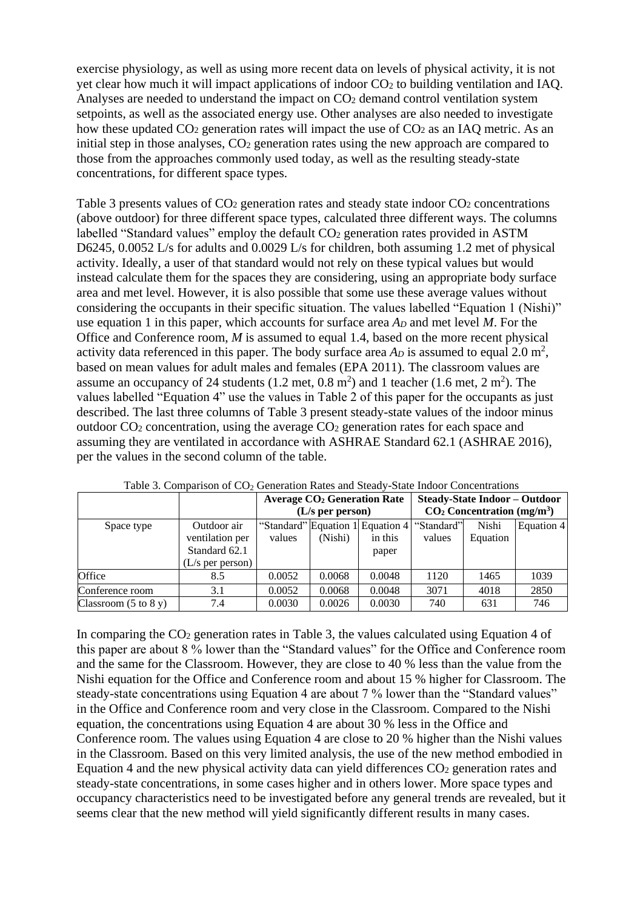exercise physiology, as well as using more recent data on levels of physical activity, it is not yet clear how much it will impact applications of indoor $CO_2$ to building ventilation and IAQ. Analyses are needed to understand the impact on $CO_2$ demand control ventilation system setpoints, as well as the associated energy use. Other analyses are also needed to investigate how these updated $CO_2$ generation rates will impact the use of $CO_2$ as an IAQ metric. As an initial step in those analyses, $CO_2$ generation rates using the new approach are compared to those from the approaches commonly used today, as well as the resulting steady-state concentrations, for different space types.

Table 3 presents values of $CO_2$ generation rates and steady state indoor $CO_2$ concentrations (above outdoor) for three different space types, calculated three different ways. The columns labelled "Standard values" employ the default $CO_2$ generation rates provided in ASTM D6245, 0.0052 L/s for adults and 0.0029 L/s for children, both assuming 1.2 met of physical activity. Ideally, a user of that standard would not rely on these typical values but would instead calculate them for the spaces they are considering, using an appropriate body surface area and met level. However, it is also possible that some use these average values without considering the occupants in their specific situation. The values labelled "Equation 1 (Nishi)" use equation 1 in this paper, which accounts for surface area $A_D$ and met level $M$. For the Office and Conference room, $M$ is assumed to equal 1.4, based on the more recent physical activity data referenced in this paper. The body surface area $A_D$ is assumed to equal 2.0 m$^2$, based on mean values for adult males and females (EPA 2011). The classroom values are assume an occupancy of 24 students (1.2 met, 0.8 m$^2$) and 1 teacher (1.6 met, 2 m$^2$). The values labelled "Equation 4" use the values in Table 2 of this paper for the occupants as just described. The last three columns of Table 3 present steady-state values of the indoor minus outdoor $CO_2$ concentration, using the average $CO_2$ generation rates for each space and assuming they are ventilated in accordance with ASHRAE Standard 62.1 (ASHRAE 2016), per the values in the second column of the table.

Table 3. Comparison of $CO_2$ Generation Rates and Steady-State Indoor Concentrations

| | | **Average $CO_2$ Generation Rate (L/s per person)** | | | **Steady-State Indoor – Outdoor $CO_2$ Concentration (mg/m$^3$)** | | |
|---|---|---|---|---|---|---|---|
| Space type | Outdoor air ventilation per Standard 62.1 (L/s per person) | "Standard" values | Equation 1 (Nishi) | Equation 4 in this paper | "Standard" values | Nishi Equation | Equation 4 |
| Office | 8.5 | 0.0052 | 0.0068 | 0.0048 | 1120 | 1465 | 1039 |
| Conference room | 3.1 | 0.0052 | 0.0068 | 0.0048 | 3071 | 4018 | 2850 |
| Classroom (5 to 8 y) | 7.4 | 0.0030 | 0.0026 | 0.0030 | 740 | 631 | 746 |

In comparing the $CO_2$ generation rates in Table 3, the values calculated using Equation 4 of this paper are about 8 % lower than the "Standard values" for the Office and Conference room and the same for the Classroom. However, they are close to 40 % less than the value from the Nishi equation for the Office and Conference room and about 15 % higher for Classroom. The steady-state concentrations using Equation 4 are about 7 % lower than the "Standard values" in the Office and Conference room and very close in the Classroom. Compared to the Nishi equation, the concentrations using Equation 4 are about 30 % less in the Office and Conference room. The values using Equation 4 are close to 20 % higher than the Nishi values in the Classroom. Based on this very limited analysis, the use of the new method embodied in Equation 4 and the new physical activity data can yield differences $CO_2$ generation rates and steady-state concentrations, in some cases higher and in others lower. More space types and occupancy characteristics need to be investigated before any general trends are revealed, but it seems clear that the new method will yield significantly different results in many cases.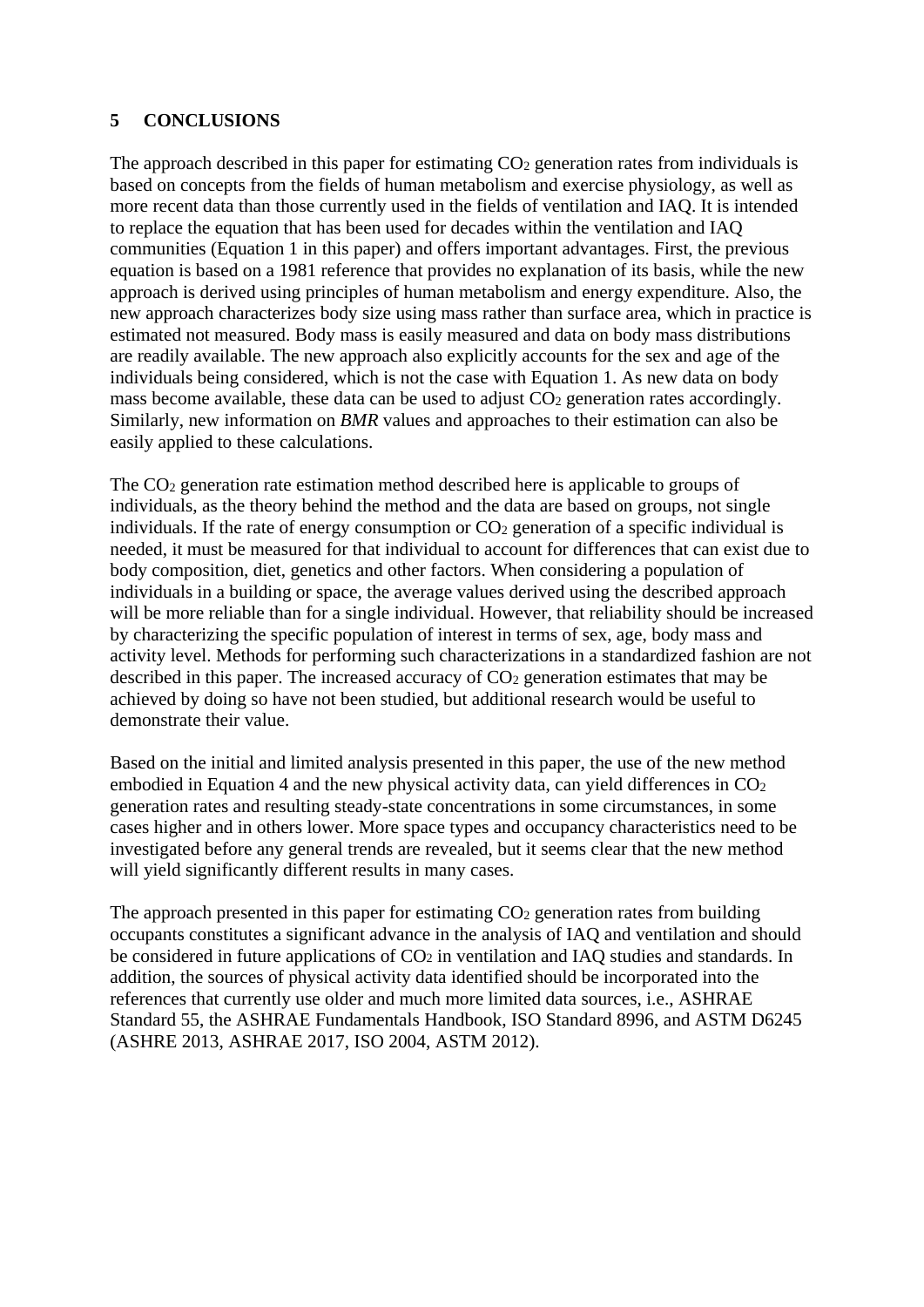## 5 CONCLUSIONS

The approach described in this paper for estimating $CO_2$ generation rates from individuals is based on concepts from the fields of human metabolism and exercise physiology, as well as more recent data than those currently used in the fields of ventilation and IAQ. It is intended to replace the equation that has been used for decades within the ventilation and IAQ communities (Equation 1 in this paper) and offers important advantages. First, the previous equation is based on a 1981 reference that provides no explanation of its basis, while the new approach is derived using principles of human metabolism and energy expenditure. Also, the new approach characterizes body size using mass rather than surface area, which in practice is estimated not measured. Body mass is easily measured and data on body mass distributions are readily available. The new approach also explicitly accounts for the sex and age of the individuals being considered, which is not the case with Equation 1. As new data on body mass become available, these data can be used to adjust $CO_2$ generation rates accordingly. Similarly, new information on *BMR* values and approaches to their estimation can also be easily applied to these calculations.

The $CO_2$ generation rate estimation method described here is applicable to groups of individuals, as the theory behind the method and the data are based on groups, not single individuals. If the rate of energy consumption or $CO_2$ generation of a specific individual is needed, it must be measured for that individual to account for differences that can exist due to body composition, diet, genetics and other factors. When considering a population of individuals in a building or space, the average values derived using the described approach will be more reliable than for a single individual. However, that reliability should be increased by characterizing the specific population of interest in terms of sex, age, body mass and activity level. Methods for performing such characterizations in a standardized fashion are not described in this paper. The increased accuracy of $CO_2$ generation estimates that may be achieved by doing so have not been studied, but additional research would be useful to demonstrate their value.

Based on the initial and limited analysis presented in this paper, the use of the new method embodied in Equation 4 and the new physical activity data, can yield differences in $CO_2$ generation rates and resulting steady-state concentrations in some circumstances, in some cases higher and in others lower. More space types and occupancy characteristics need to be investigated before any general trends are revealed, but it seems clear that the new method will yield significantly different results in many cases.

The approach presented in this paper for estimating $CO_2$ generation rates from building occupants constitutes a significant advance in the analysis of IAQ and ventilation and should be considered in future applications of $CO_2$ in ventilation and IAQ studies and standards. In addition, the sources of physical activity data identified should be incorporated into the references that currently use older and much more limited data sources, i.e., ASHRAE Standard 55, the ASHRAE Fundamentals Handbook, ISO Standard 8996, and ASTM D6245 (ASHRE 2013, ASHRAE 2017, ISO 2004, ASTM 2012).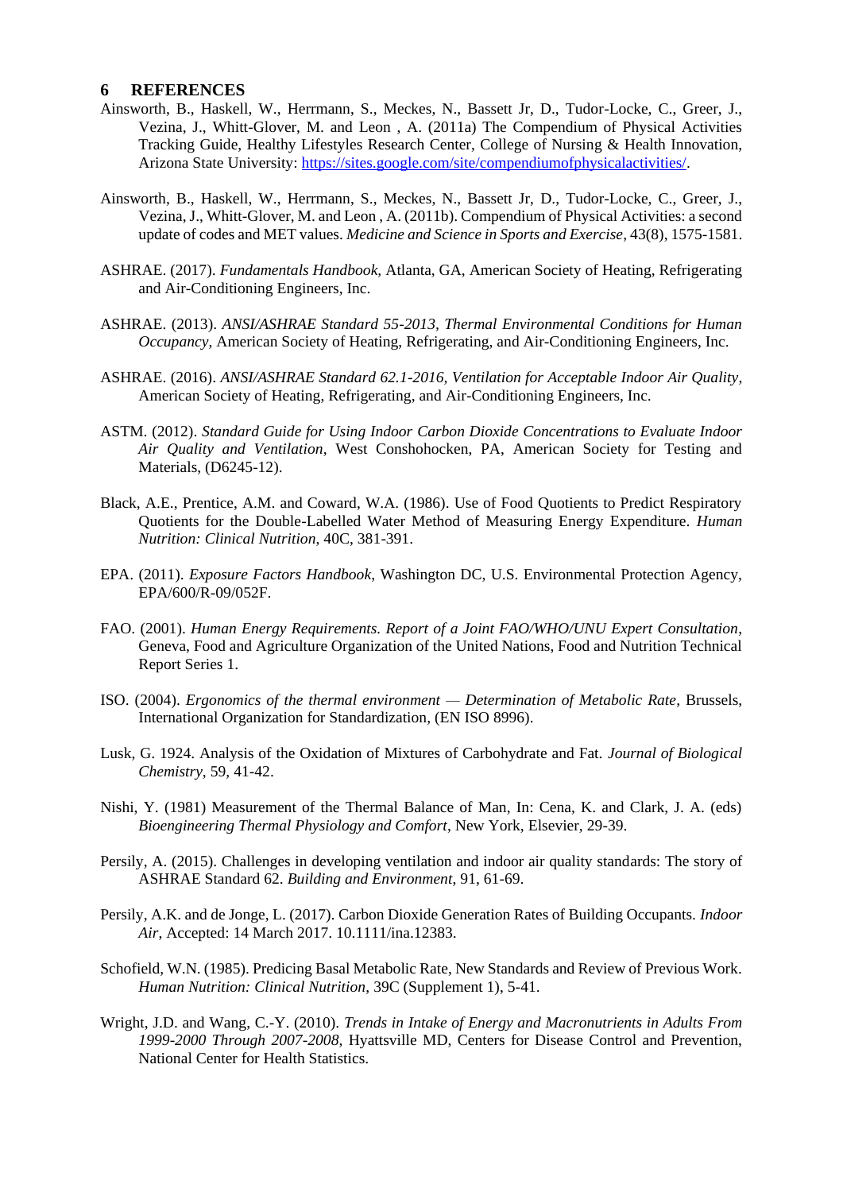# 6 REFERENCES

Ainsworth, B., Haskell, W., Herrmann, S., Meckes, N., Bassett Jr, D., Tudor-Locke, C., Greer, J., Vezina, J., Whitt-Glover, M. and Leon , A. (2011a) The Compendium of Physical Activities Tracking Guide, Healthy Lifestyles Research Center, College of Nursing & Health Innovation, Arizona State University: [https://sites.google.com/site/compendiumofphysicalactivities/](https://sites.google.com/site/compendiumofphysicalactivities/).

Ainsworth, B., Haskell, W., Herrmann, S., Meckes, N., Bassett Jr, D., Tudor-Locke, C., Greer, J., Vezina, J., Whitt-Glover, M. and Leon , A. (2011b). Compendium of Physical Activities: a second update of codes and MET values. *Medicine and Science in Sports and Exercise*, 43(8), 1575-1581.

ASHRAE. (2017). *Fundamentals Handbook*, Atlanta, GA, American Society of Heating, Refrigerating and Air-Conditioning Engineers, Inc.

ASHRAE. (2013). *ANSI/ASHRAE Standard 55-2013, Thermal Environmental Conditions for Human Occupancy*, American Society of Heating, Refrigerating, and Air-Conditioning Engineers, Inc.

ASHRAE. (2016). *ANSI/ASHRAE Standard 62.1-2016, Ventilation for Acceptable Indoor Air Quality*, American Society of Heating, Refrigerating, and Air-Conditioning Engineers, Inc.

ASTM. (2012). *Standard Guide for Using Indoor Carbon Dioxide Concentrations to Evaluate Indoor Air Quality and Ventilation*, West Conshohocken, PA, American Society for Testing and Materials, (D6245-12).

Black, A.E., Prentice, A.M. and Coward, W.A. (1986). Use of Food Quotients to Predict Respiratory Quotients for the Double-Labelled Water Method of Measuring Energy Expenditure. *Human Nutrition: Clinical Nutrition*, 40C, 381-391.

EPA. (2011). *Exposure Factors Handbook*, Washington DC, U.S. Environmental Protection Agency, EPA/600/R-09/052F.

FAO. (2001). *Human Energy Requirements. Report of a Joint FAO/WHO/UNU Expert Consultation*, Geneva, Food and Agriculture Organization of the United Nations, Food and Nutrition Technical Report Series 1.

ISO. (2004). *Ergonomics of the thermal environment — Determination of Metabolic Rate*, Brussels, International Organization for Standardization, (EN ISO 8996).

Lusk, G. 1924. Analysis of the Oxidation of Mixtures of Carbohydrate and Fat. *Journal of Biological Chemistry*, 59, 41-42.

Nishi, Y. (1981) Measurement of the Thermal Balance of Man, In: Cena, K. and Clark, J. A. (eds) *Bioengineering Thermal Physiology and Comfort*, New York, Elsevier, 29-39.

Persily, A. (2015). Challenges in developing ventilation and indoor air quality standards: The story of ASHRAE Standard 62. *Building and Environment*, 91, 61-69.

Persily, A.K. and de Jonge, L. (2017). Carbon Dioxide Generation Rates of Building Occupants. *Indoor Air*, Accepted: 14 March 2017. 10.1111/ina.12383.

Schofield, W.N. (1985). Predicing Basal Metabolic Rate, New Standards and Review of Previous Work. *Human Nutrition: Clinical Nutrition*, 39C (Supplement 1), 5-41.

Wright, J.D. and Wang, C.-Y. (2010). *Trends in Intake of Energy and Macronutrients in Adults From 1999-2000 Through 2007-2008*, Hyattsville MD, Centers for Disease Control and Prevention, National Center for Health Statistics.